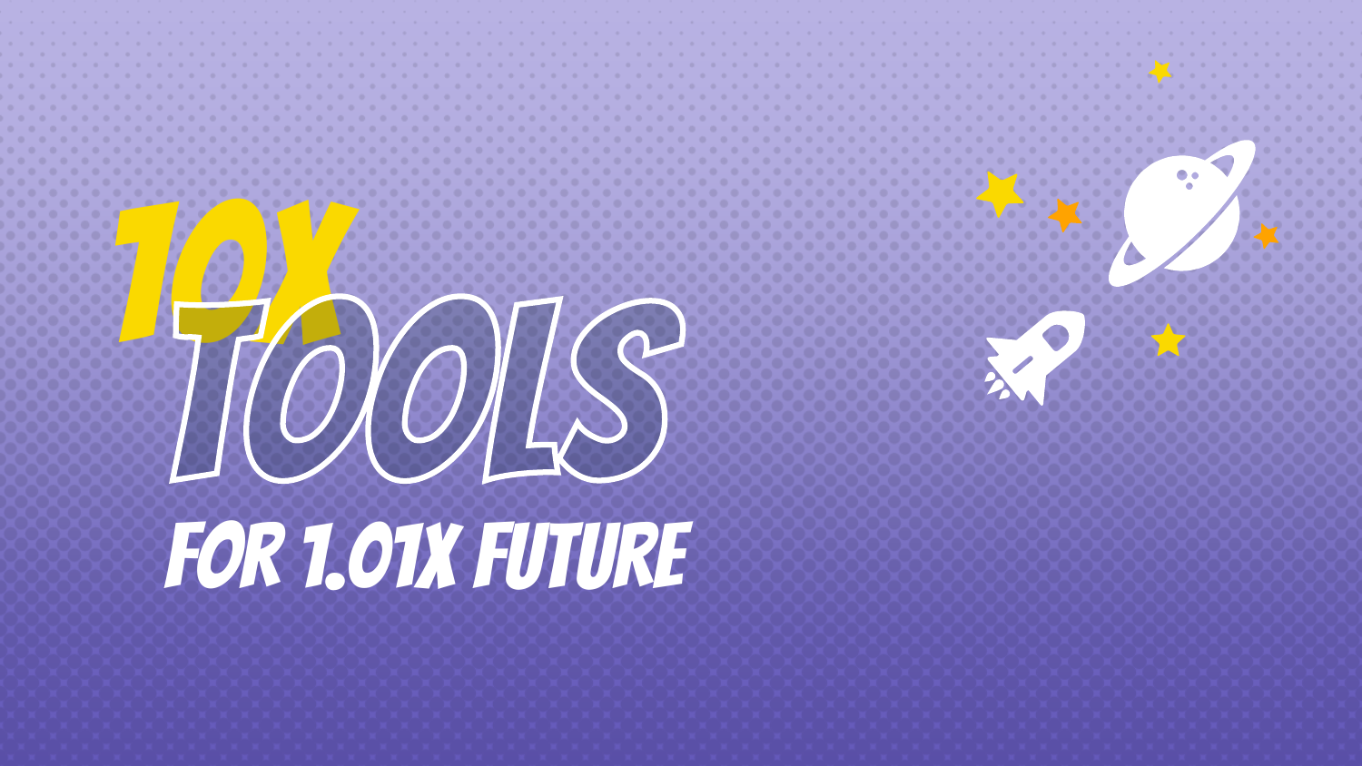# 10X TOOLS

## FOR 1.01X FUTURE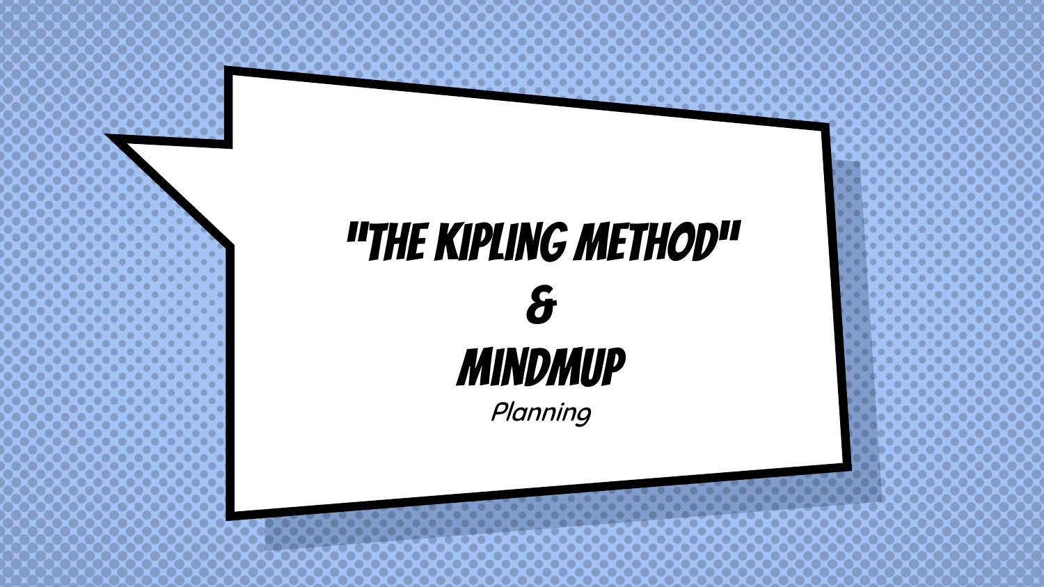# "THE KIPLING METHOD"
# &
# MINDMUP

*Planning*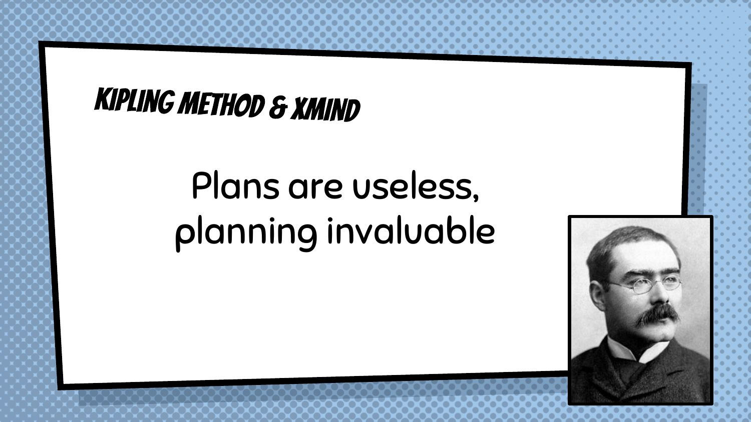## KIPLING METHOD & XMIND

Plans are useless, planning invaluable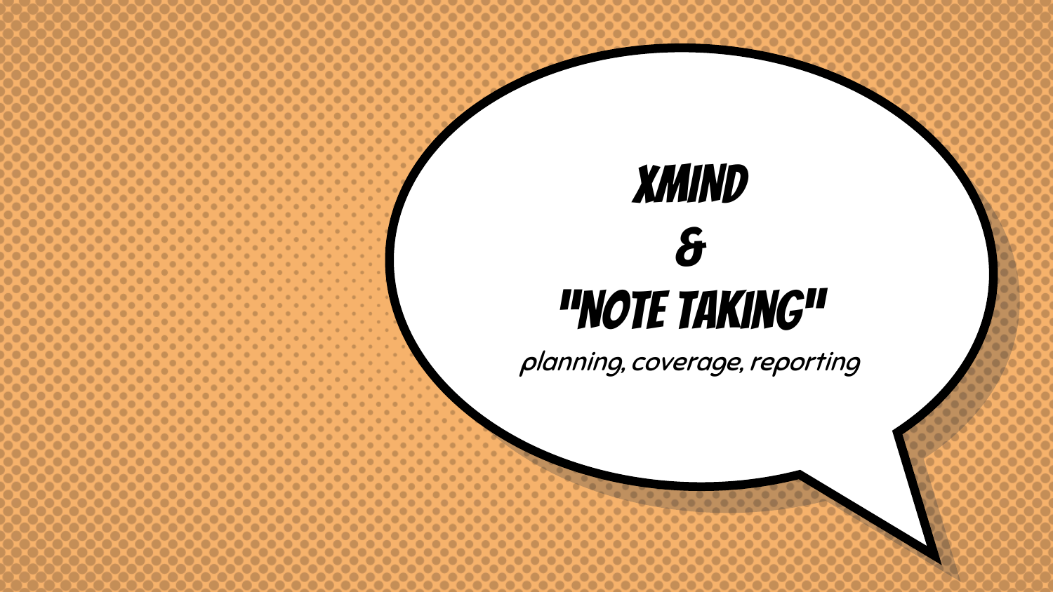# XMIND
# &
# "NOTE TAKING"

*planning, coverage, reporting*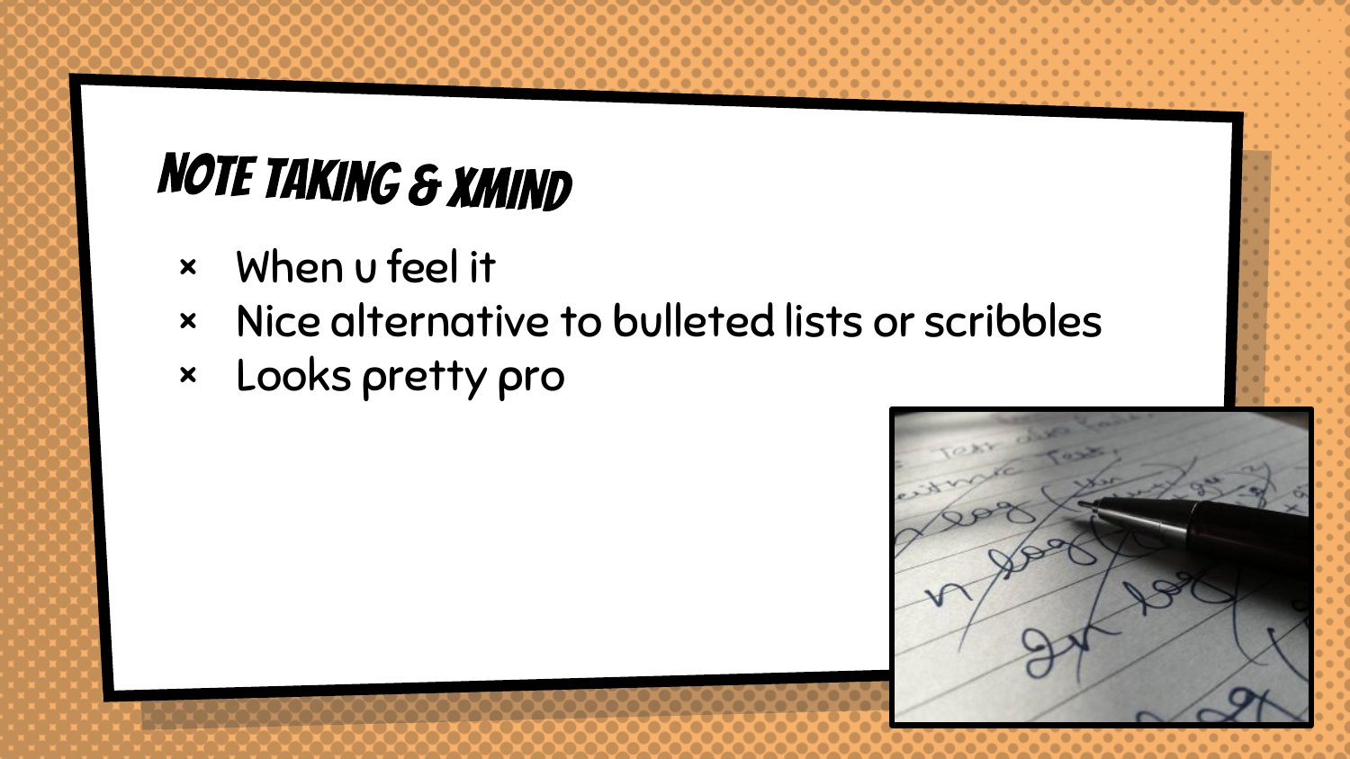# Note Taking & XMind

- When u feel it
- Nice alternative to bulleted lists or scribbles
- Looks pretty pro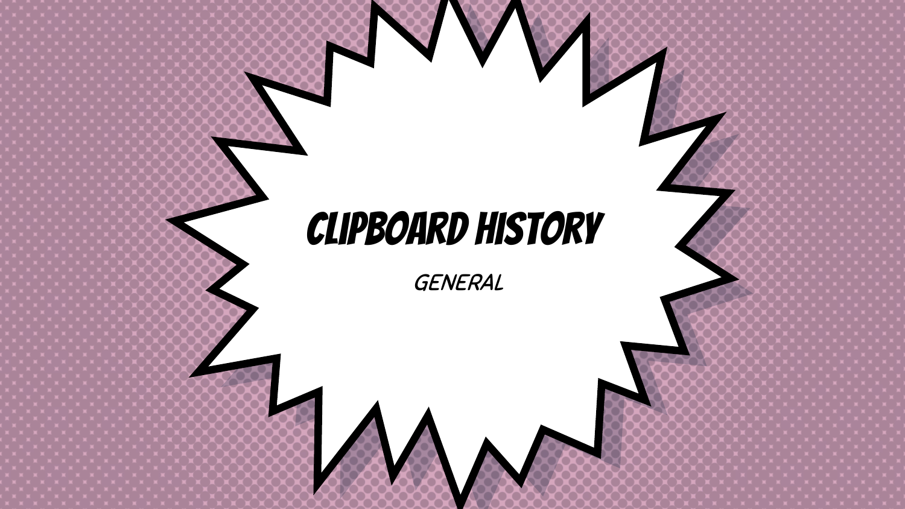# Clipboard History

General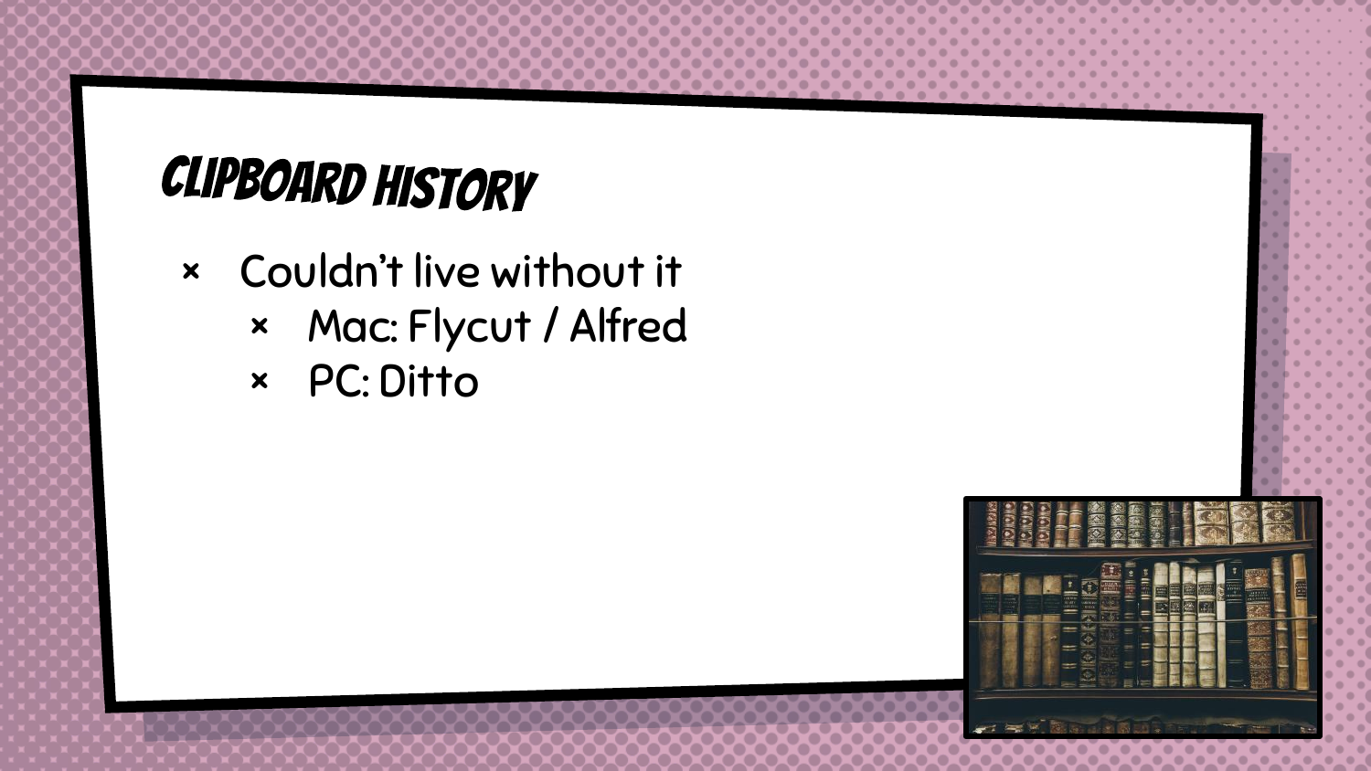# Clipboard History

- Couldn't live without it
  - Mac: Flycut / Alfred
  - PC: Ditto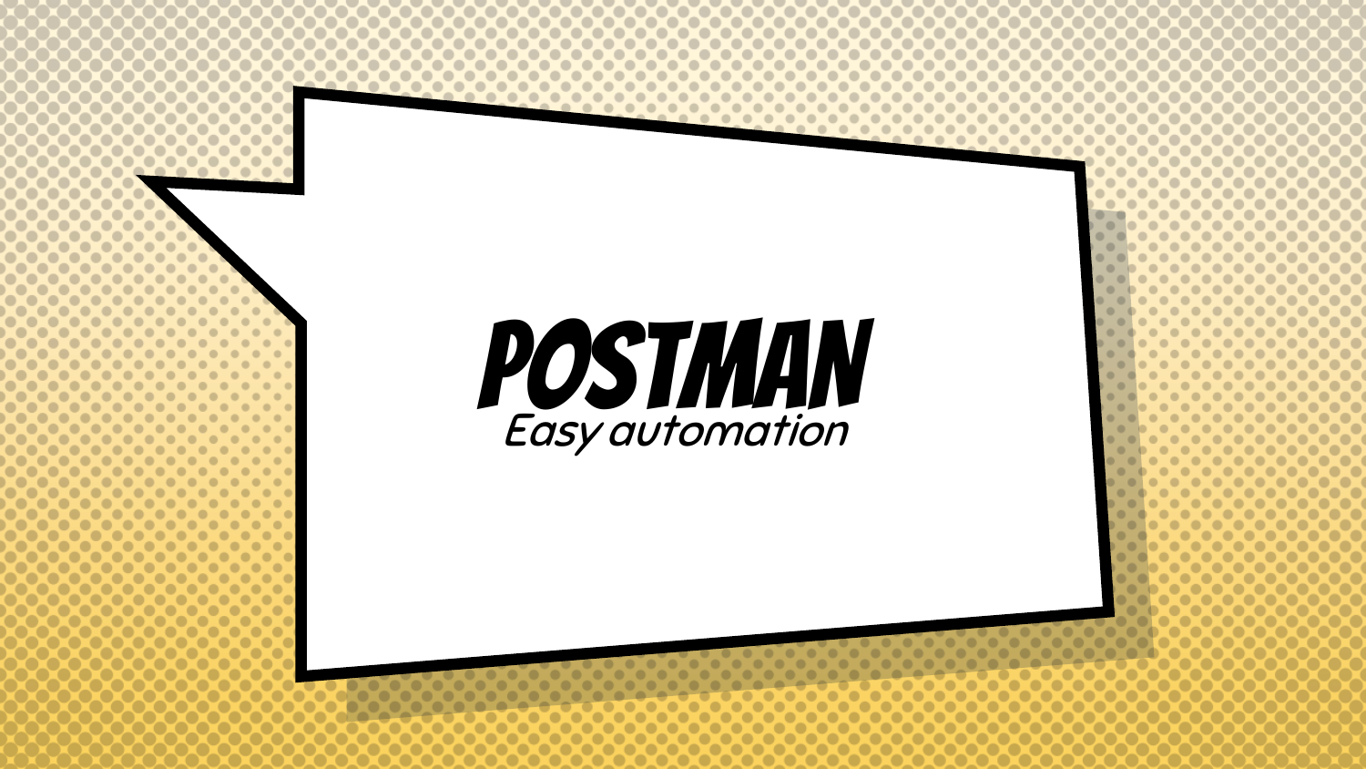# POSTMAN

*Easy automation*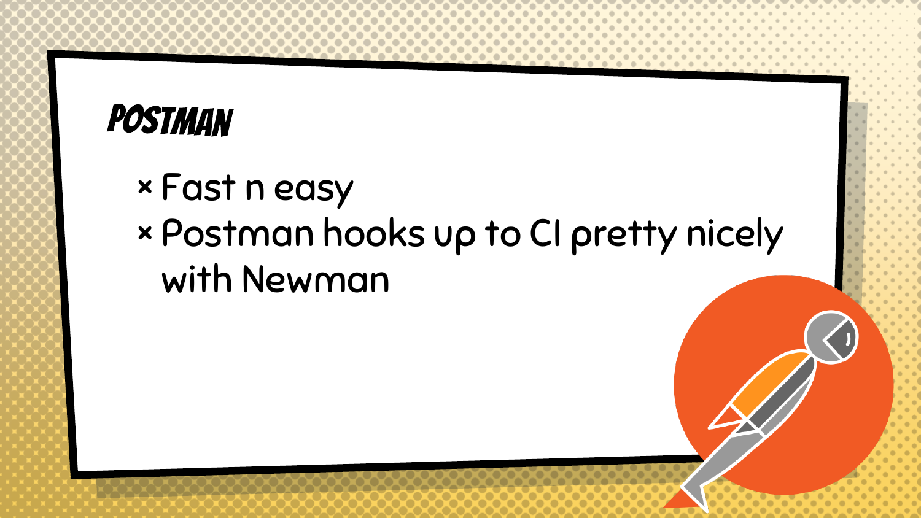# POSTMAN

- Fast n easy
- Postman hooks up to CI pretty nicely with Newman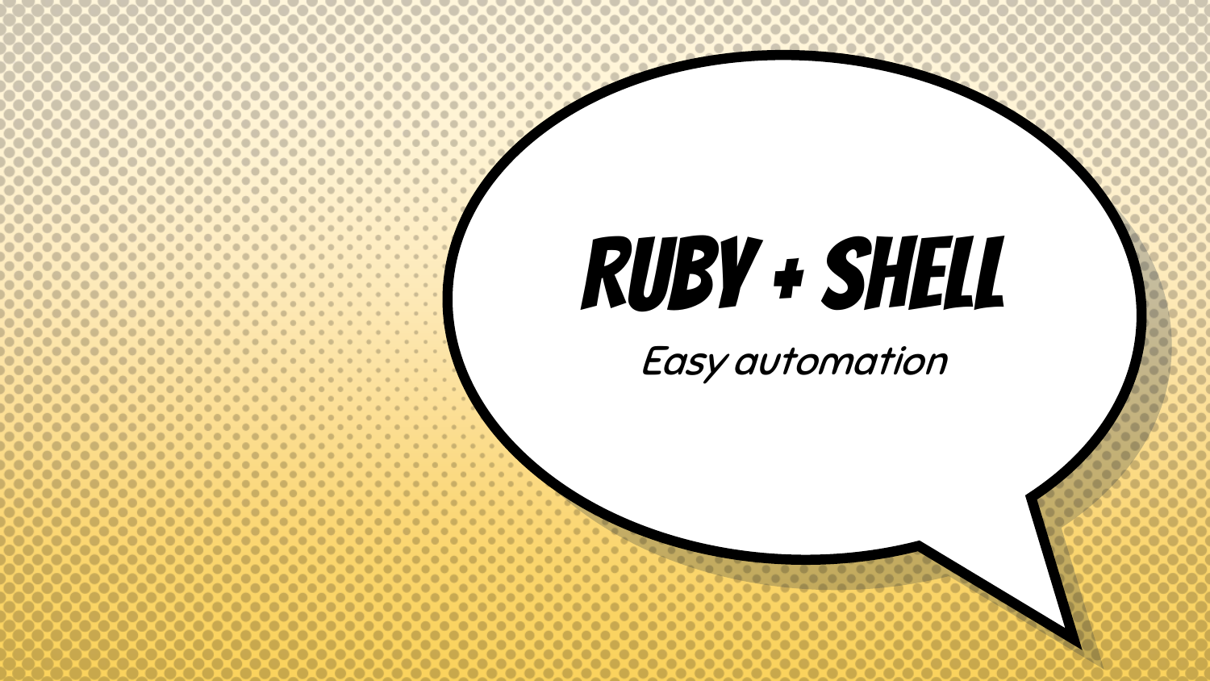# RUBY + SHELL

*Easy automation*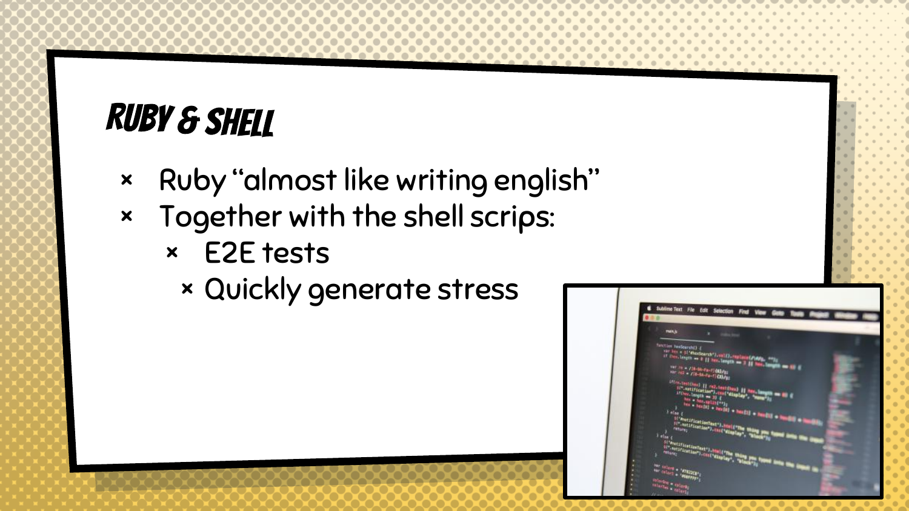# Ruby & Shell

- Ruby "almost like writing english"
- Together with the shell scrips:
  - E2E tests
    - Quickly generate stress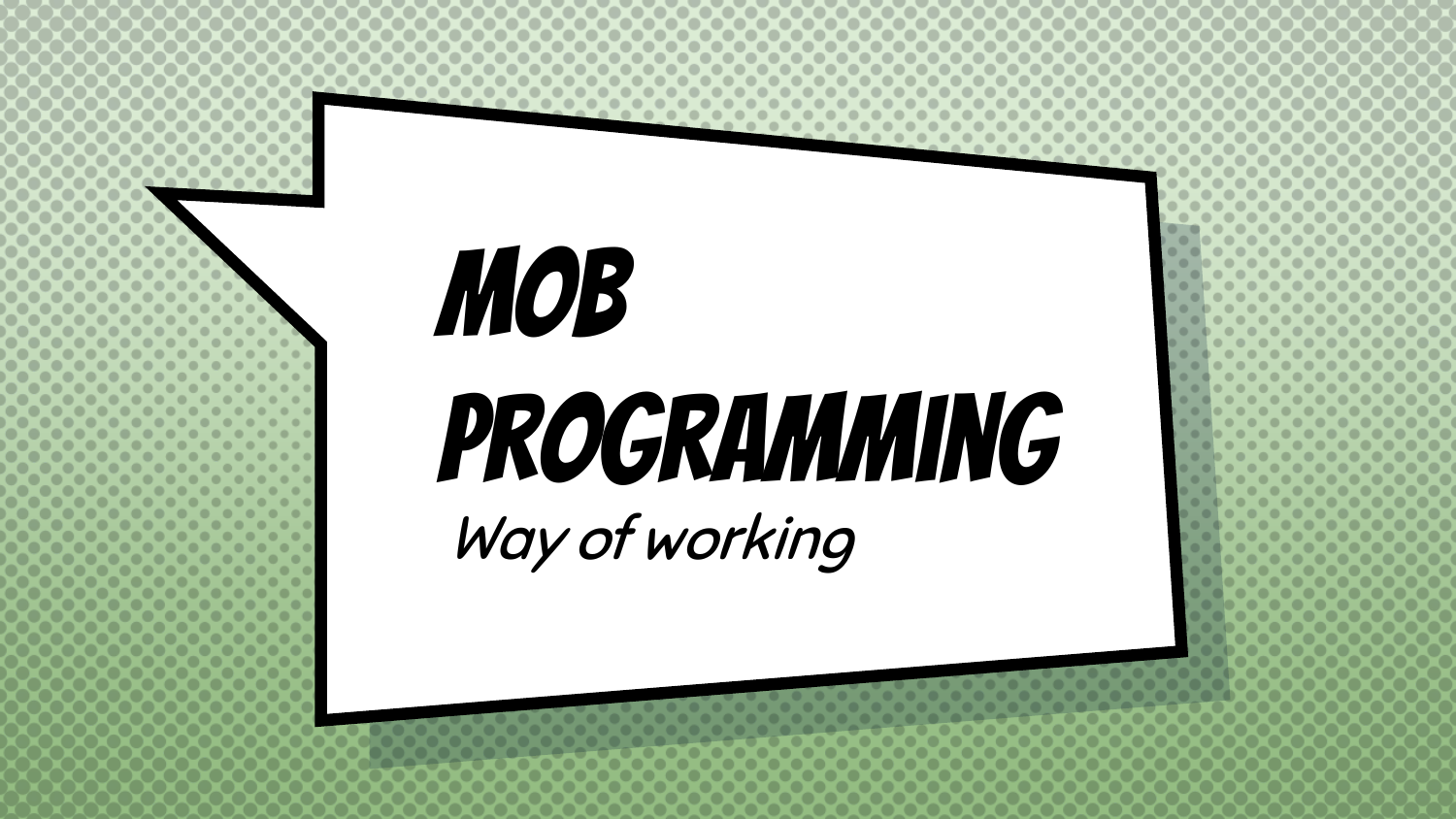# MOB PROGRAMMING

*Way of working*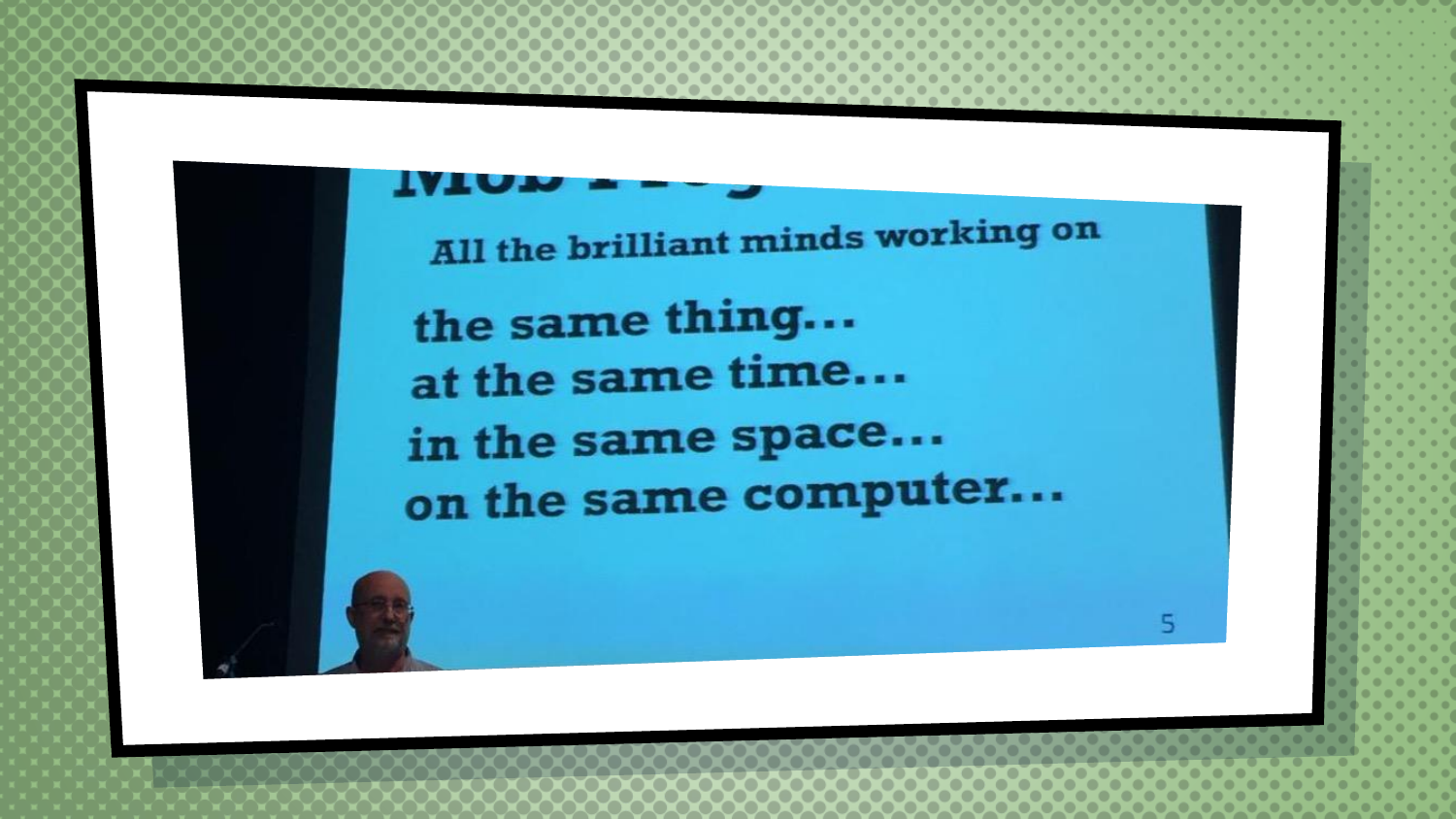All the brilliant minds working on

the same thing...
at the same time...
in the same space...
on the same computer...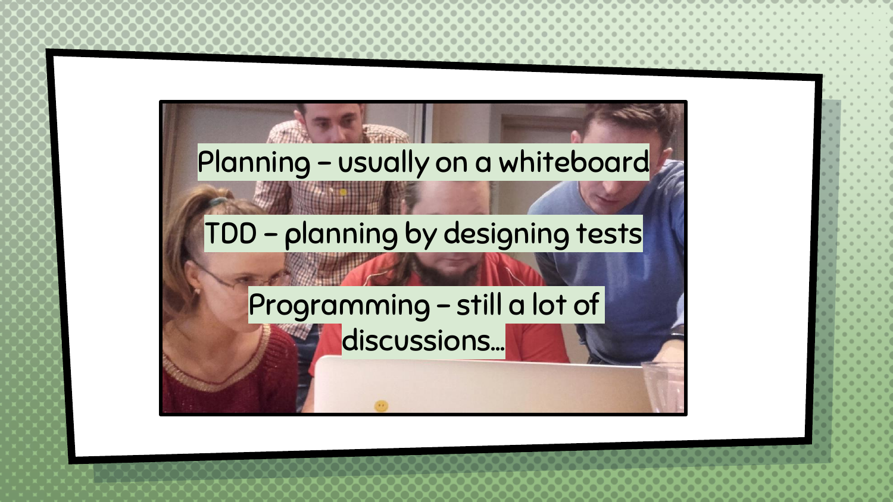Planning – usually on a whiteboard

TDD – planning by designing tests

Programming – still a lot of discussions…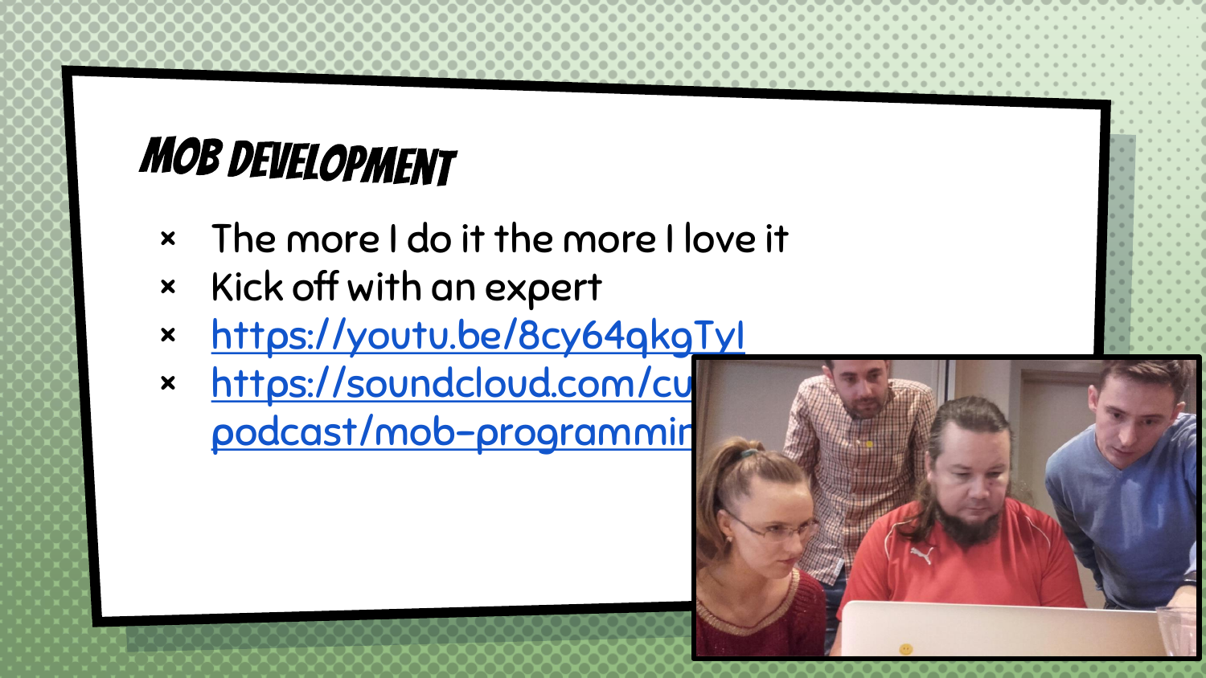# Mob Development

- The more I do it the more I love it
- Kick off with an expert
- https://youtu.be/8cy64qkgTyI
- https://soundcloud.com/cu
  podcast/mob-programmin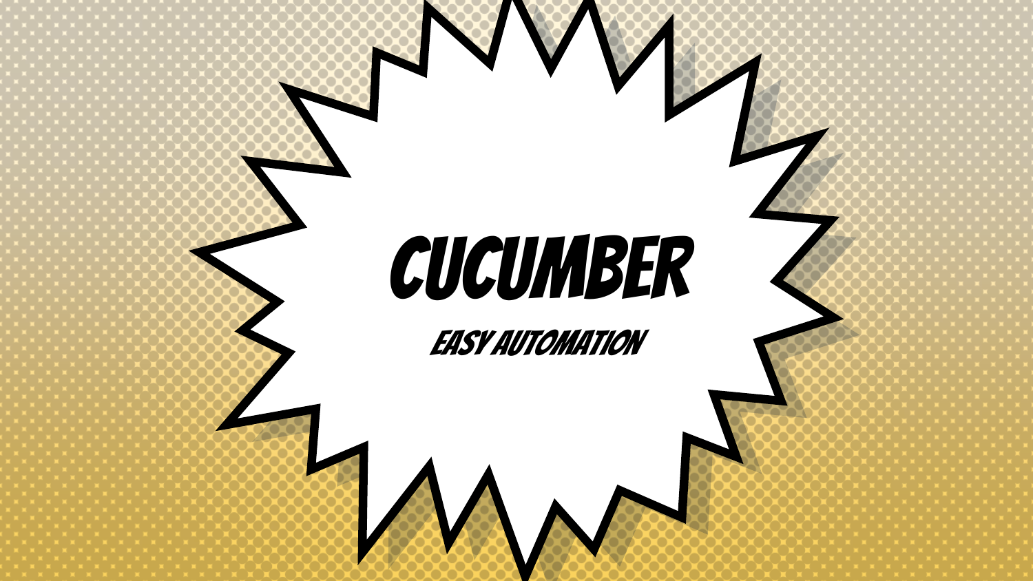# CUCUMBER

## EASY AUTOMATION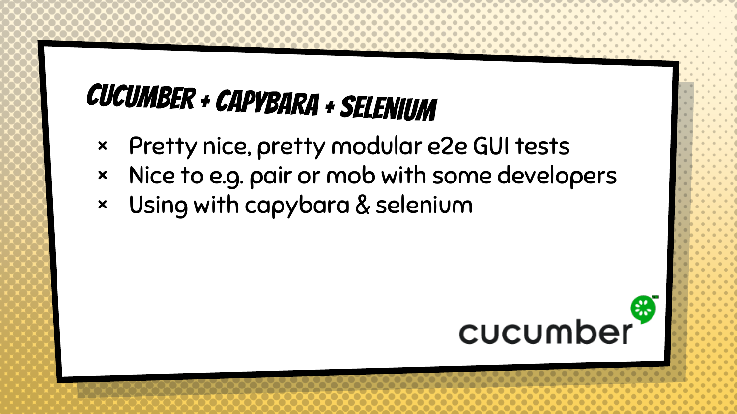# Cucumber + Capybara + Selenium

- Pretty nice, pretty modular e2e GUI tests
- Nice to e.g. pair or mob with some developers
- Using with capybara & selenium

cucumber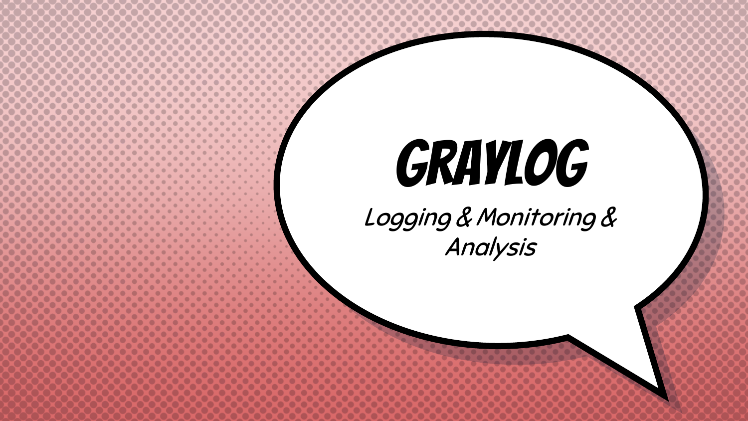# GRAYLOG

*Logging & Monitoring & Analysis*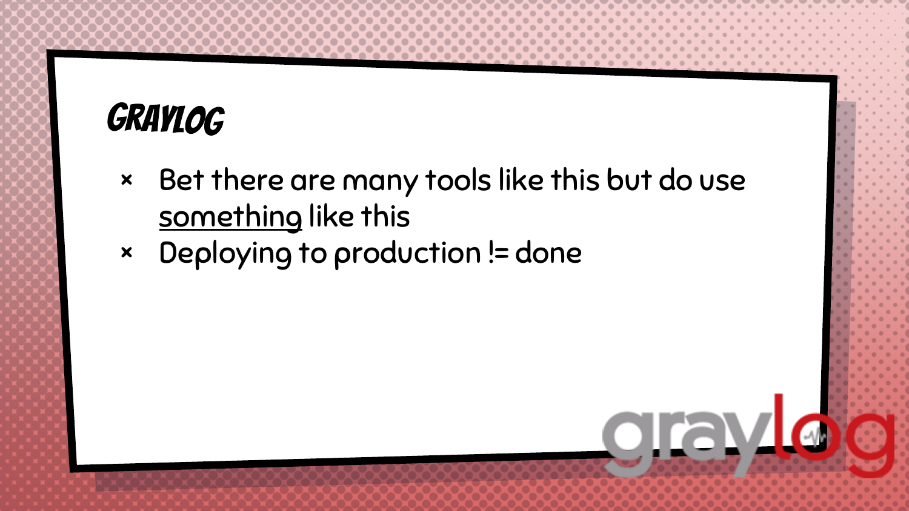# GRAYLOG

- Bet there are many tools like this but do use <u>something</u> like this
- Deploying to production != done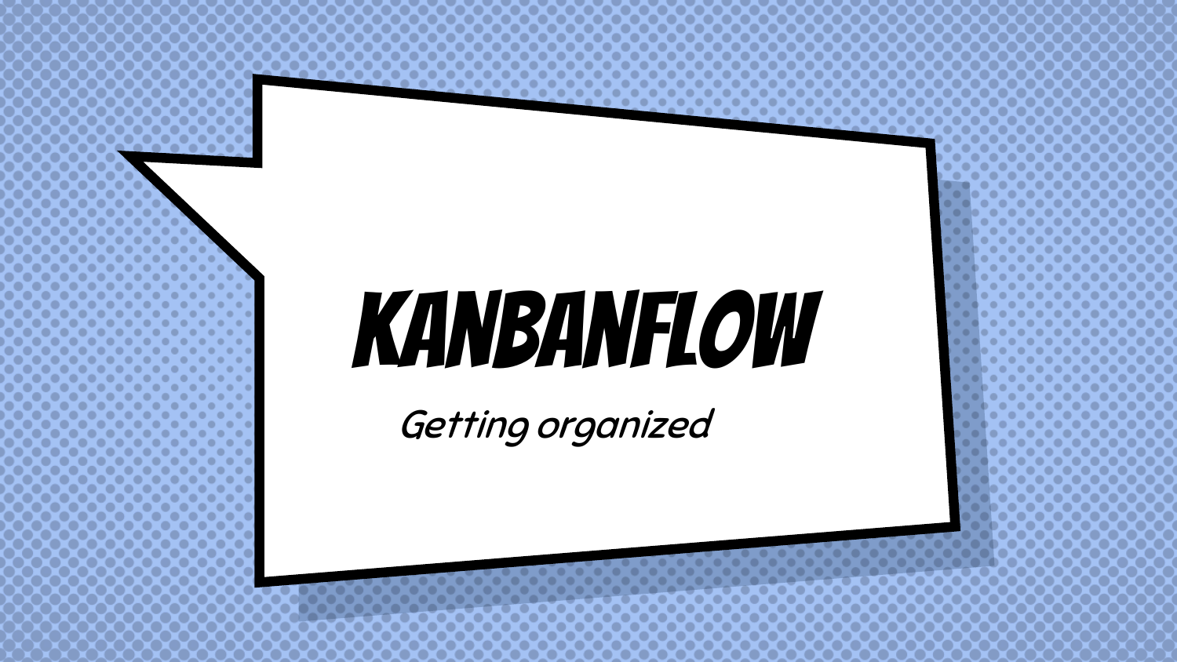# KANBANFLOW

*Getting organized*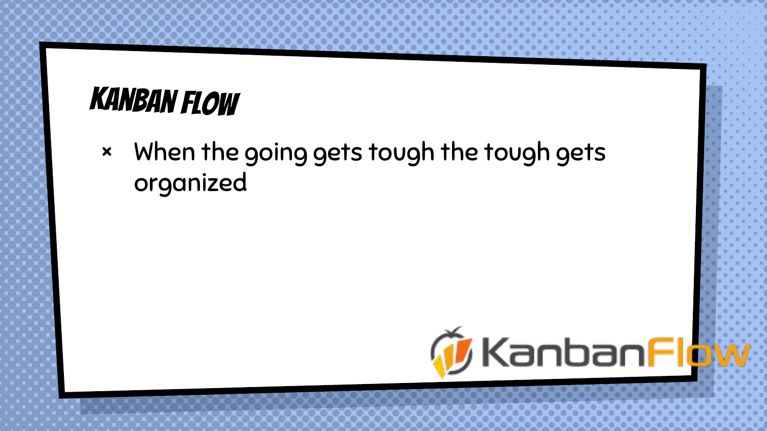# Kanban Flow

- When the going gets tough the tough gets organized

KanbanFlow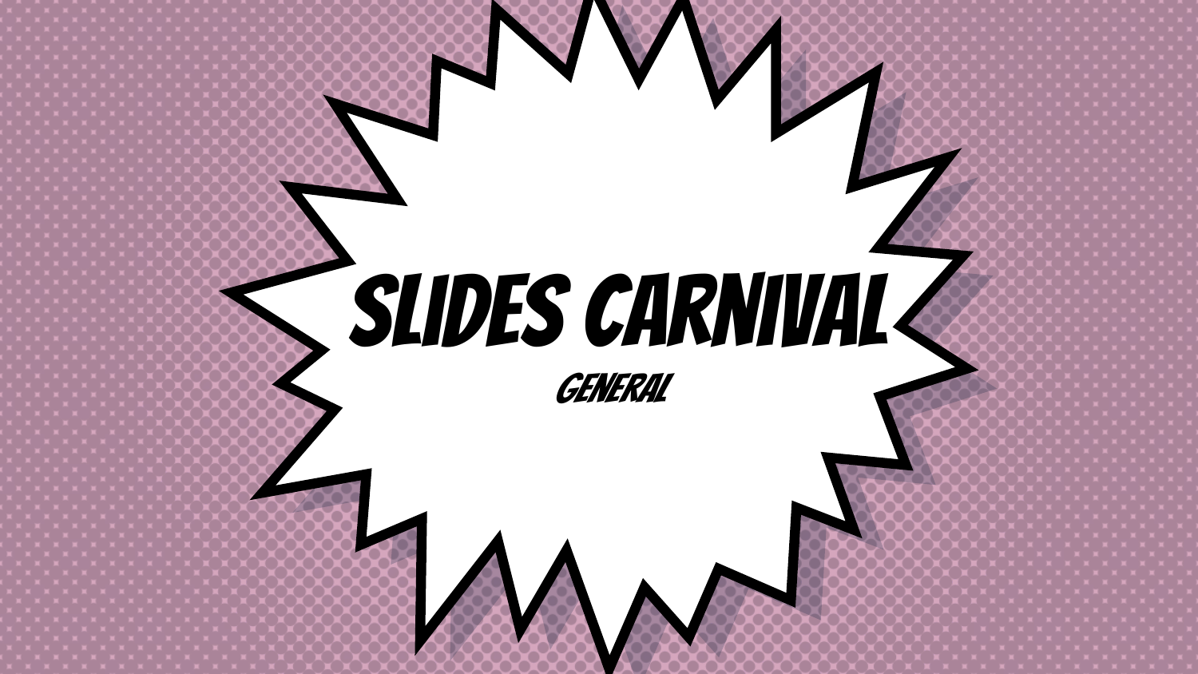# SLIDES CARNIVAL

GENERAL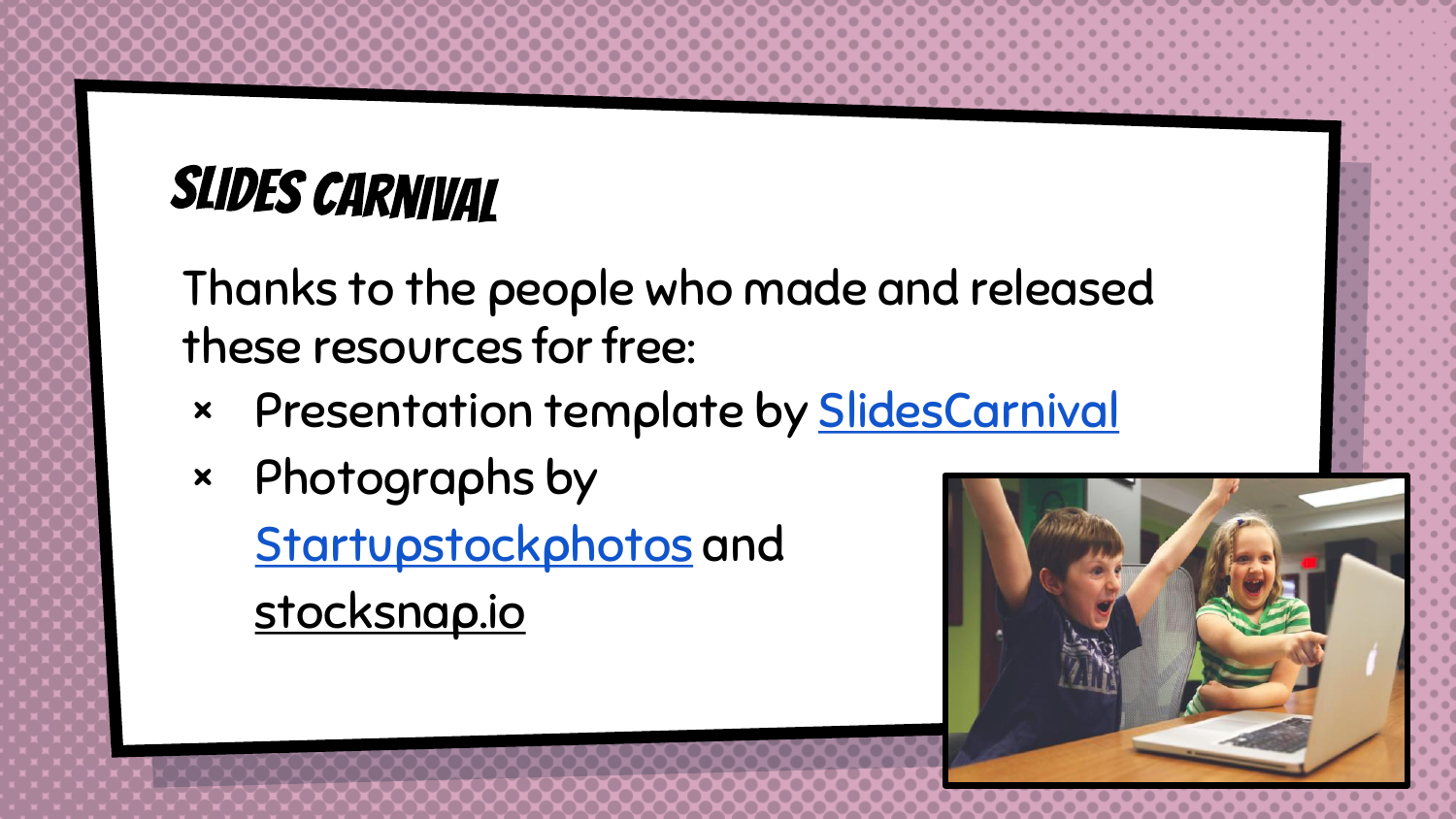# SLIDES CARNIVAL

Thanks to the people who made and released these resources for free:

- Presentation template by SlidesCarnival
- Photographs by Startupstockphotos and stocksnap.io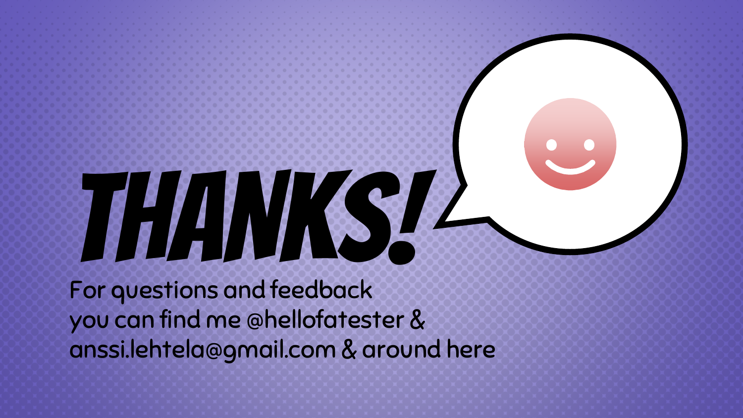# THANKS!

For questions and feedback
you can find me @hellofatester &
anssi.lehtela@gmail.com & around here